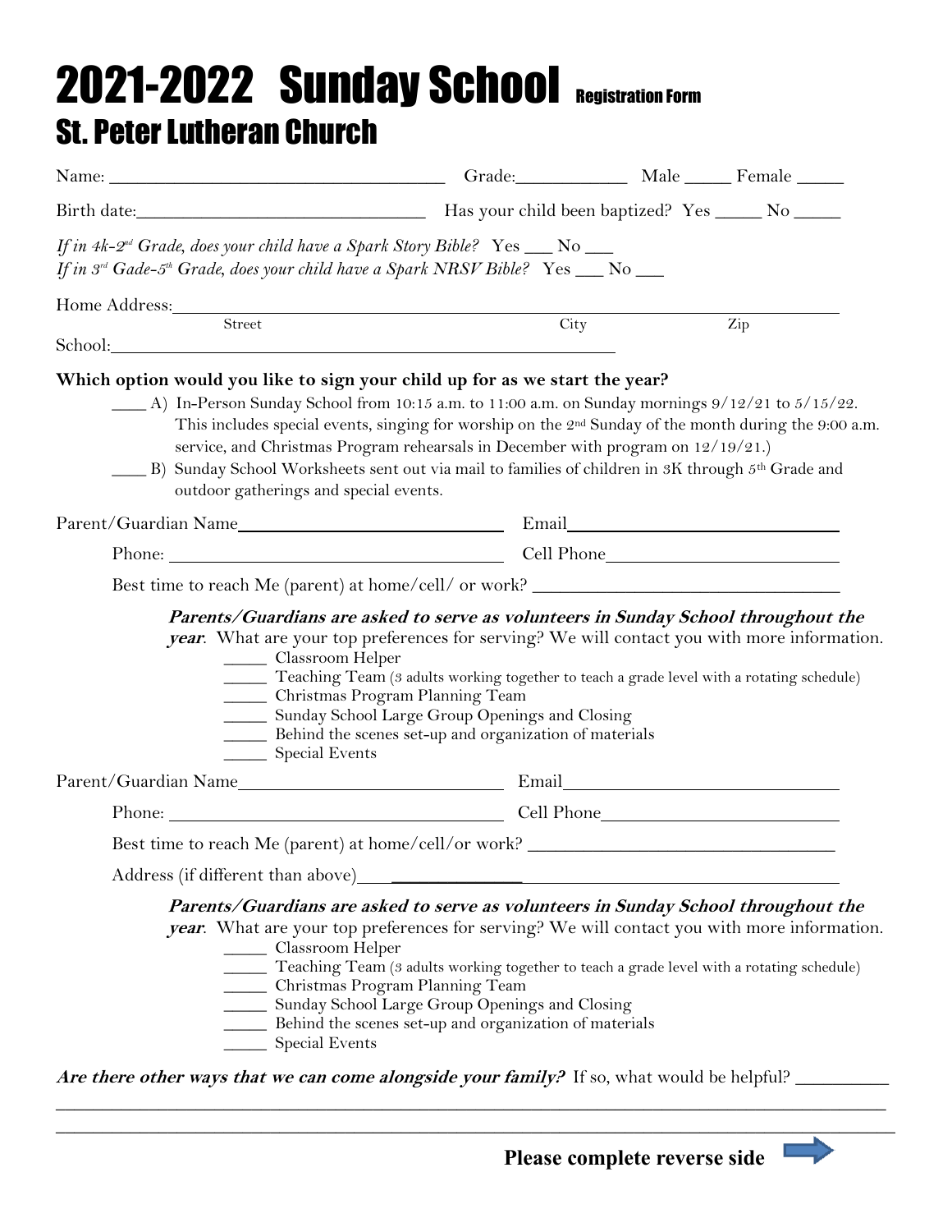# 2021-2022 Sunday School Registration Form

## St. Peter Lutheran Church

Name: ___________________________________ Grade:___________ Male _____ Female _____

Birth date:______________________________ Has your child been baptized? Yes _____ No _____

*If in 4k-2nd Grade, does your child have a Spark Story Bible?* Yes ___ No ___
*If in 3rd Gade-5th Grade, does your child have a Spark NRSV Bible?* Yes ___ No ___

Home Address:____________________________________________________________________
Street City Zip

School:_______________________________________________________

**Which option would you like to sign your child up for as we start the year?**

____ A) In-Person Sunday School from 10:15 a.m. to 11:00 a.m. on Sunday mornings 9/12/21 to 5/15/22. This includes special events, singing for worship on the 2nd Sunday of the month during the 9:00 a.m. service, and Christmas Program rehearsals in December with program on 12/19/21.)

____ B) Sunday School Worksheets sent out via mail to families of children in 3K through 5th Grade and outdoor gatherings and special events.

Parent/Guardian Name____________________________ Email______________________________

Phone: ____________________________________ Cell Phone__________________________

Best time to reach Me (parent) at home/cell/ or work? ________________________________

***Parents/Guardians are asked to serve as volunteers in Sunday School throughout the year***. What are your top preferences for serving? We will contact you with more information.

_____ Classroom Helper
_____ Teaching Team (3 adults working together to teach a grade level with a rotating schedule)
_____ Christmas Program Planning Team
_____ Sunday School Large Group Openings and Closing
_____ Behind the scenes set-up and organization of materials
_____ Special Events

Parent/Guardian Name____________________________ Email______________________________

Phone: ____________________________________ Cell Phone__________________________

Best time to reach Me (parent) at home/cell/or work? ________________________________

Address (if different than above)__________________________________________________

***Parents/Guardians are asked to serve as volunteers in Sunday School throughout the year***. What are your top preferences for serving? We will contact you with more information.

_____ Classroom Helper
_____ Teaching Team (3 adults working together to teach a grade level with a rotating schedule)
_____ Christmas Program Planning Team
_____ Sunday School Large Group Openings and Closing
_____ Behind the scenes set-up and organization of materials
_____ Special Events

***Are there other ways that we can come alongside your family?*** If so, what would be helpful? __________
______________________________________________________________________________________
______________________________________________________________________________________

**Please complete reverse side**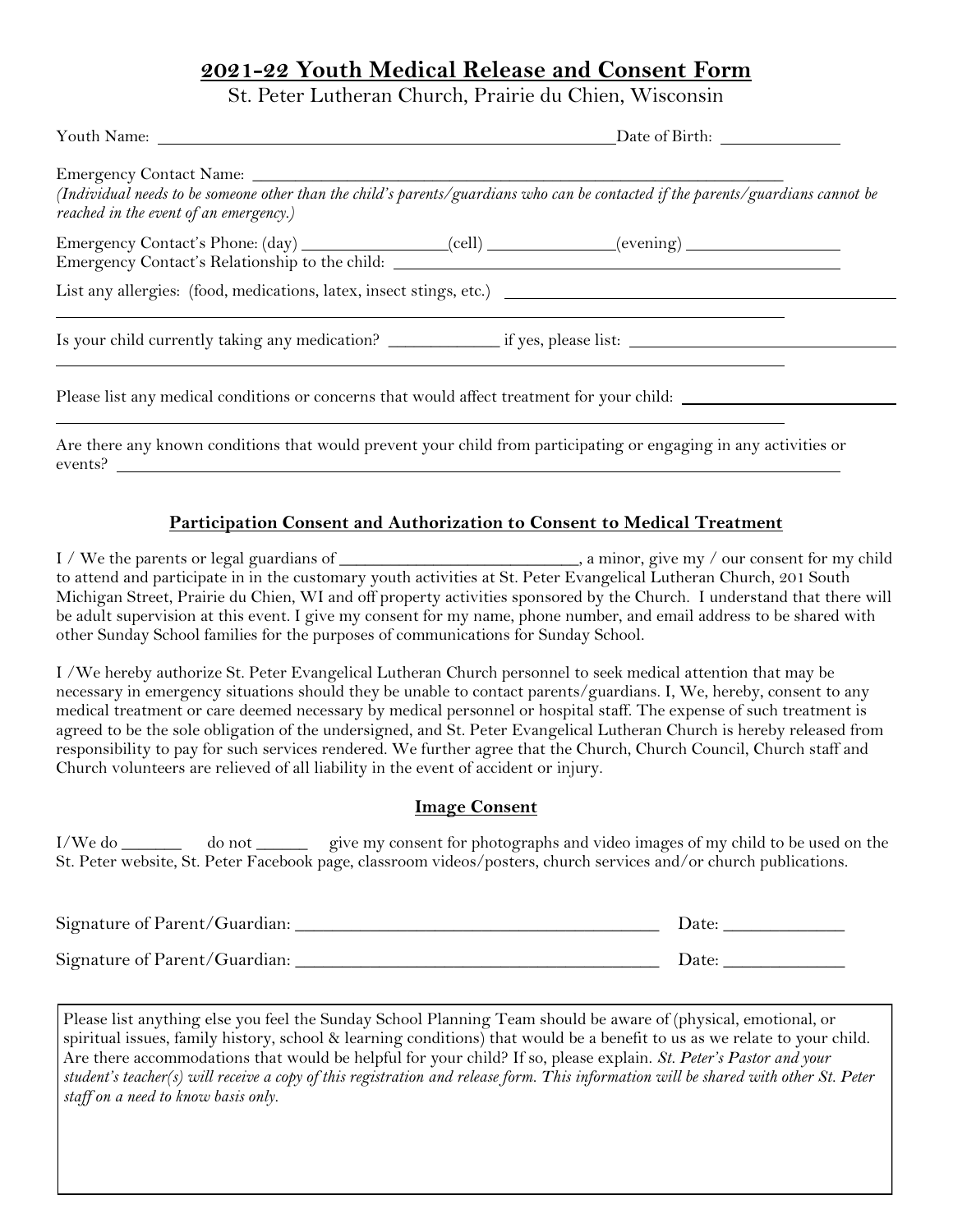# 2021-22 Youth Medical Release and Consent Form

St. Peter Lutheran Church, Prairie du Chien, Wisconsin

Youth Name: ______________________________________________ Date of Birth: ____________

Emergency Contact Name: ________________________________________________________

*(Individual needs to be someone other than the child's parents/guardians who can be contacted if the parents/guardians cannot be reached in the event of an emergency.)*

Emergency Contact's Phone: (day) ______________(cell) ____________(evening) ______________

Emergency Contact's Relationship to the child: ________________________________________

List any allergies: (food, medications, latex, insect stings, etc.) ________________________________

______________________________________________________________________________

Is your child currently taking any medication? __________ if yes, please list: __________________________

______________________________________________________________________________

Please list any medical conditions or concerns that would affect treatment for your child: ________________

______________________________________________________________________________

Are there any known conditions that would prevent your child from participating or engaging in any activities or events? ______________________________________________________________________

## Participation Consent and Authorization to Consent to Medical Treatment

I / We the parents or legal guardians of ________________________, a minor, give my / our consent for my child to attend and participate in in the customary youth activities at St. Peter Evangelical Lutheran Church, 201 South Michigan Street, Prairie du Chien, WI and off property activities sponsored by the Church. I understand that there will be adult supervision at this event. I give my consent for my name, phone number, and email address to be shared with other Sunday School families for the purposes of communications for Sunday School.

I /We hereby authorize St. Peter Evangelical Lutheran Church personnel to seek medical attention that may be necessary in emergency situations should they be unable to contact parents/guardians. I, We, hereby, consent to any medical treatment or care deemed necessary by medical personnel or hospital staff. The expense of such treatment is agreed to be the sole obligation of the undersigned, and St. Peter Evangelical Lutheran Church is hereby released from responsibility to pay for such services rendered. We further agree that the Church, Church Council, Church staff and Church volunteers are relieved of all liability in the event of accident or injury.

## Image Consent

I/We do ______ do not _____ give my consent for photographs and video images of my child to be used on the St. Peter website, St. Peter Facebook page, classroom videos/posters, church services and/or church publications.

Signature of Parent/Guardian: ____________________________________ Date: ___________

Signature of Parent/Guardian: ____________________________________ Date: ___________

Please list anything else you feel the Sunday School Planning Team should be aware of (physical, emotional, or spiritual issues, family history, school & learning conditions) that would be a benefit to us as we relate to your child. Are there accommodations that would be helpful for your child? If so, please explain. *St. Peter's Pastor and your student's teacher(s) will receive a copy of this registration and release form. This information will be shared with other St. Peter staff on a need to know basis only.*